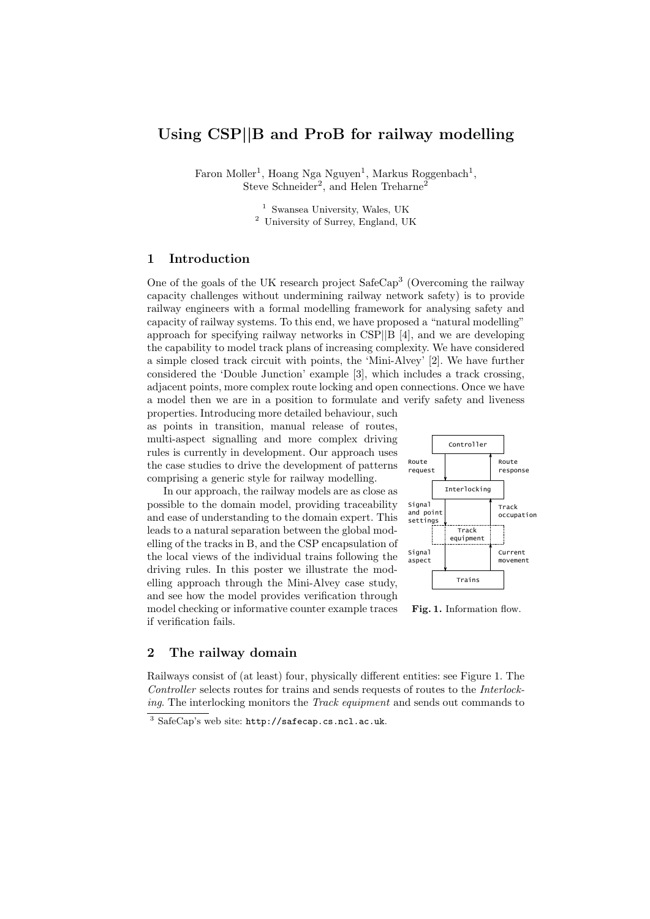# Using CSP||B and ProB for railway modelling

Faron Moller[1], Hoang Nga Nguyen[1], Markus Roggenbach[1], Steve Schneider[2], and Helen Treharne[2]

[1] Swansea University, Wales, UK
[2] University of Surrey, England, UK

## 1 Introduction

One of the goals of the UK research project SafeCap[3] (Overcoming the railway capacity challenges without undermining railway network safety) is to provide railway engineers with a formal modelling framework for analysing safety and capacity of railway systems. To this end, we have proposed a "natural modelling" approach for specifying railway networks in CSP||B [4], and we are developing the capability to model track plans of increasing complexity. We have considered a simple closed track circuit with points, the 'Mini-Alvey' [2]. We have further considered the 'Double Junction' example [3], which includes a track crossing, adjacent points, more complex route locking and open connections. Once we have a model then we are in a position to formulate and verify safety and liveness properties. Introducing more detailed behaviour, such as points in transition, manual release of routes, multi-aspect signalling and more complex driving rules is currently in development. Our approach uses the case studies to drive the development of patterns comprising a generic style for railway modelling.

In our approach, the railway models are as close as possible to the domain model, providing traceability and ease of understanding to the domain expert. This leads to a natural separation between the global modelling of the tracks in B, and the CSP encapsulation of the local views of the individual trains following the driving rules. In this poster we illustrate the modelling approach through the Mini-Alvey case study, and see how the model provides verification through model checking or informative counter example traces if verification fails.

Controller

Route request | Route response

Interlocking

Signal and point settings | Track occupation

Track equipment

Signal aspect | Current movement

Trains

**Fig. 1.** Information flow.

## 2 The railway domain

Railways consist of (at least) four, physically different entities: see Figure 1. The *Controller* selects routes for trains and sends requests of routes to the *Interlocking*. The interlocking monitors the *Track equipment* and sends out commands to

[3] SafeCap's web site: http://safecap.cs.ncl.ac.uk.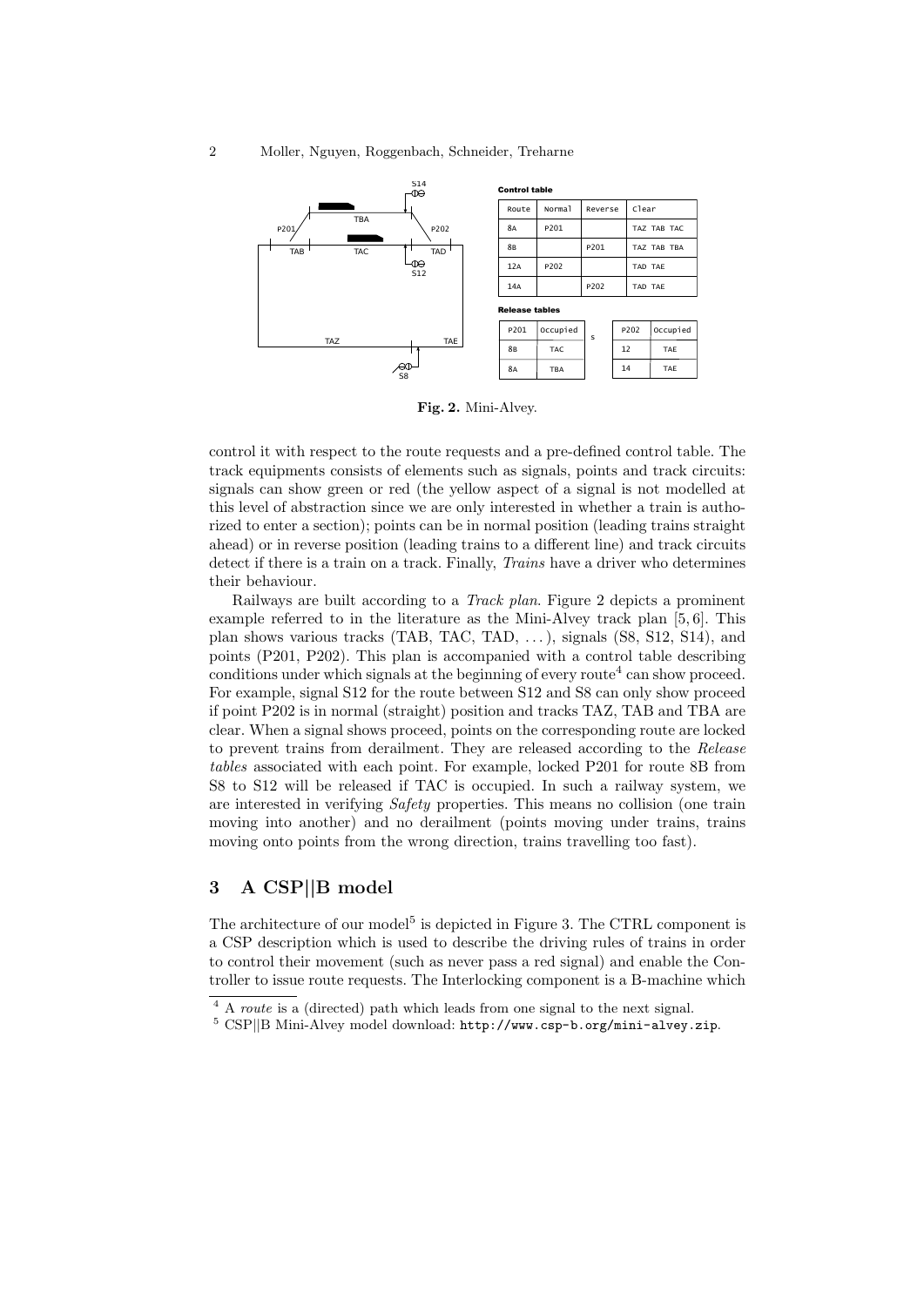**Control table**

| Route | Normal | Reverse | Clear |
|---|---|---|---|
| 8A | P201 | | TAZ TAB TAC |
| 8B | | P201 | TAZ TAB TBA |
| 12A | P202 | | TAD TAE |
| 14A | | P202 | TAD TAE |

**Release tables**

| P201 | Occupied |
|---|---|
| 8B | TAC |
| 8A | TBA |

| P202 | Occupied |
|---|---|
| 12 | TAE |
| 14 | TAE |

**Fig. 2.** Mini-Alvey.

control it with respect to the route requests and a pre-defined control table. The track equipments consists of elements such as signals, points and track circuits: signals can show green or red (the yellow aspect of a signal is not modelled at this level of abstraction since we are only interested in whether a train is authorized to enter a section); points can be in normal position (leading trains straight ahead) or in reverse position (leading trains to a different line) and track circuits detect if there is a train on a track. Finally, *Trains* have a driver who determines their behaviour.

Railways are built according to a *Track plan*. Figure 2 depicts a prominent example referred to in the literature as the Mini-Alvey track plan [5, 6]. This plan shows various tracks (TAB, TAC, TAD, ...), signals (S8, S12, S14), and points (P201, P202). This plan is accompanied with a control table describing conditions under which signals at the beginning of every route[4] can show proceed. For example, signal S12 for the route between S12 and S8 can only show proceed if point P202 is in normal (straight) position and tracks TAZ, TAB and TBA are clear. When a signal shows proceed, points on the corresponding route are locked to prevent trains from derailment. They are released according to the *Release tables* associated with each point. For example, locked P201 for route 8B from S8 to S12 will be released if TAC is occupied. In such a railway system, we are interested in verifying *Safety* properties. This means no collision (one train moving into another) and no derailment (points moving under trains, trains moving onto points from the wrong direction, trains travelling too fast).

## 3 A CSP||B model

The architecture of our model[5] is depicted in Figure 3. The CTRL component is a CSP description which is used to describe the driving rules of trains in order to control their movement (such as never pass a red signal) and enable the Controller to issue route requests. The Interlocking component is a B-machine which

[4] A *route* is a (directed) path which leads from one signal to the next signal.

[5] CSP||B Mini-Alvey model download: `http://www.csp-b.org/mini-alvey.zip`.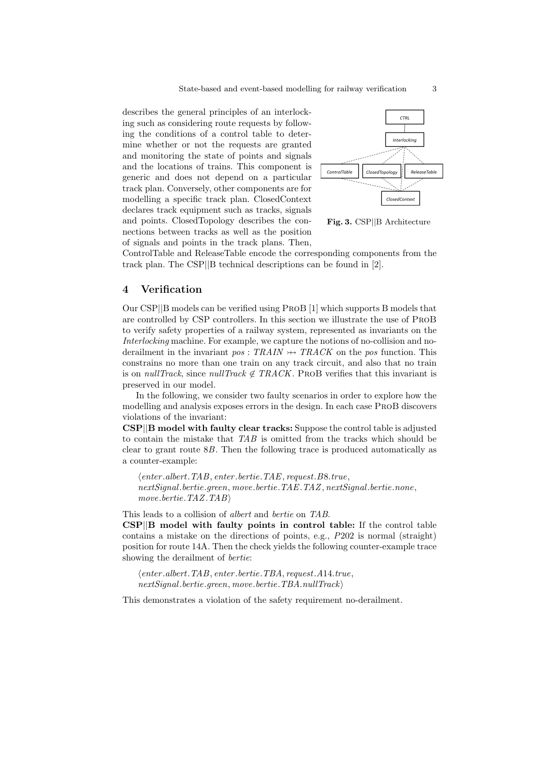describes the general principles of an interlocking such as considering route requests by following the conditions of a control table to determine whether or not the requests are granted and monitoring the state of points and signals and the locations of trains. This component is generic and does not depend on a particular track plan. Conversely, other components are for modelling a specific track plan. ClosedContext declares track equipment such as tracks, signals and points. ClosedTopology describes the connections between tracks as well as the position of signals and points in the track plans. Then, ControlTable and ReleaseTable encode the corresponding components from the track plan. The CSP||B technical descriptions can be found in [2].

**Fig. 3.** CSP||B Architecture

## 4 Verification

Our CSP||B models can be verified using ProB [1] which supports B models that are controlled by CSP controllers. In this section we illustrate the use of ProB to verify safety properties of a railway system, represented as invariants on the *Interlocking* machine. For example, we capture the notions of no-collision and no-derailment in the invariant $pos : TRAIN \rightarrowtail TRACK$ on the *pos* function. This constrains no more than one train on any track circuit, and also that no train is on *nullTrack*, since $nullTrack \notin TRACK$. ProB verifies that this invariant is preserved in our model.

In the following, we consider two faulty scenarios in order to explore how the modelling and analysis exposes errors in the design. In each case ProB discovers violations of the invariant:

**CSP||B model with faulty clear tracks:** Suppose the control table is adjusted to contain the mistake that *TAB* is omitted from the tracks which should be clear to grant route *8B*. Then the following trace is produced automatically as a counter-example:

$\langle enter.albert.TAB, enter.bertie.TAE, request.B8.true,$
$nextSignal.bertie.green, move.bertie.TAE.TAZ, nextSignal.bertie.none,$
$move.bertie.TAZ.TAB\rangle$

This leads to a collision of *albert* and *bertie* on *TAB*.

**CSP||B model with faulty points in control table:** If the control table contains a mistake on the directions of points, e.g., *P202* is normal (straight) position for route 14A. Then the check yields the following counter-example trace showing the derailment of *bertie*:

$\langle enter.albert.TAB, enter.bertie.TBA, request.A14.true,$
$nextSignal.bertie.green, move.bertie.TBA.nullTrack\rangle$

This demonstrates a violation of the safety requirement no-derailment.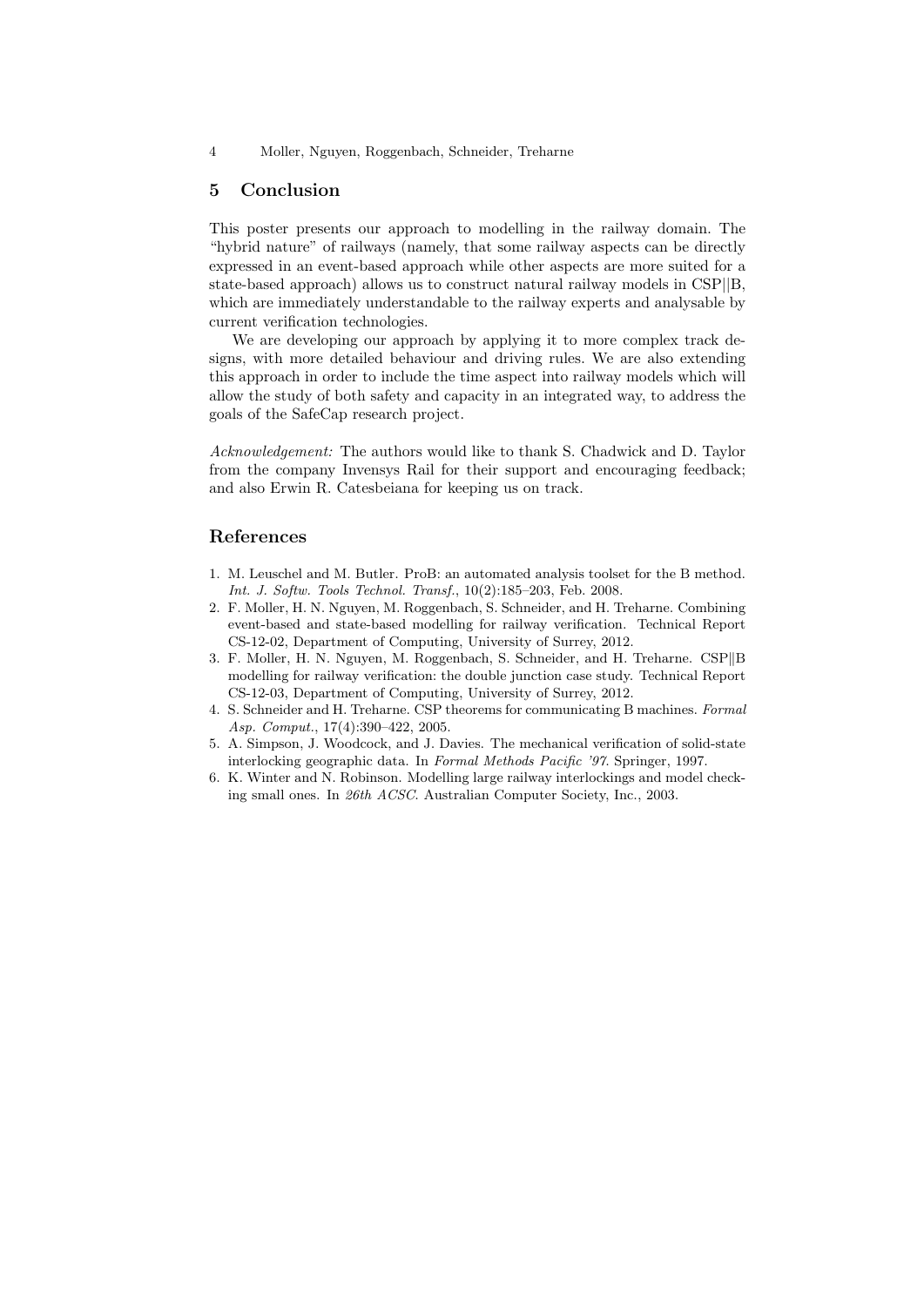## 5 Conclusion

This poster presents our approach to modelling in the railway domain. The "hybrid nature" of railways (namely, that some railway aspects can be directly expressed in an event-based approach while other aspects are more suited for a state-based approach) allows us to construct natural railway models in CSP||B, which are immediately understandable to the railway experts and analysable by current verification technologies.

We are developing our approach by applying it to more complex track designs, with more detailed behaviour and driving rules. We are also extending this approach in order to include the time aspect into railway models which will allow the study of both safety and capacity in an integrated way, to address the goals of the SafeCap research project.

*Acknowledgement:* The authors would like to thank S. Chadwick and D. Taylor from the company Invensys Rail for their support and encouraging feedback; and also Erwin R. Catesbeiana for keeping us on track.

## References

1. M. Leuschel and M. Butler. ProB: an automated analysis toolset for the B method. *Int. J. Softw. Tools Technol. Transf.*, 10(2):185–203, Feb. 2008.
2. F. Moller, H. N. Nguyen, M. Roggenbach, S. Schneider, and H. Treharne. Combining event-based and state-based modelling for railway verification. Technical Report CS-12-02, Department of Computing, University of Surrey, 2012.
3. F. Moller, H. N. Nguyen, M. Roggenbach, S. Schneider, and H. Treharne. CSP||B modelling for railway verification: the double junction case study. Technical Report CS-12-03, Department of Computing, University of Surrey, 2012.
4. S. Schneider and H. Treharne. CSP theorems for communicating B machines. *Formal Asp. Comput.*, 17(4):390–422, 2005.
5. A. Simpson, J. Woodcock, and J. Davies. The mechanical verification of solid-state interlocking geographic data. In *Formal Methods Pacific '97*. Springer, 1997.
6. K. Winter and N. Robinson. Modelling large railway interlockings and model checking small ones. In *26th ACSC*. Australian Computer Society, Inc., 2003.